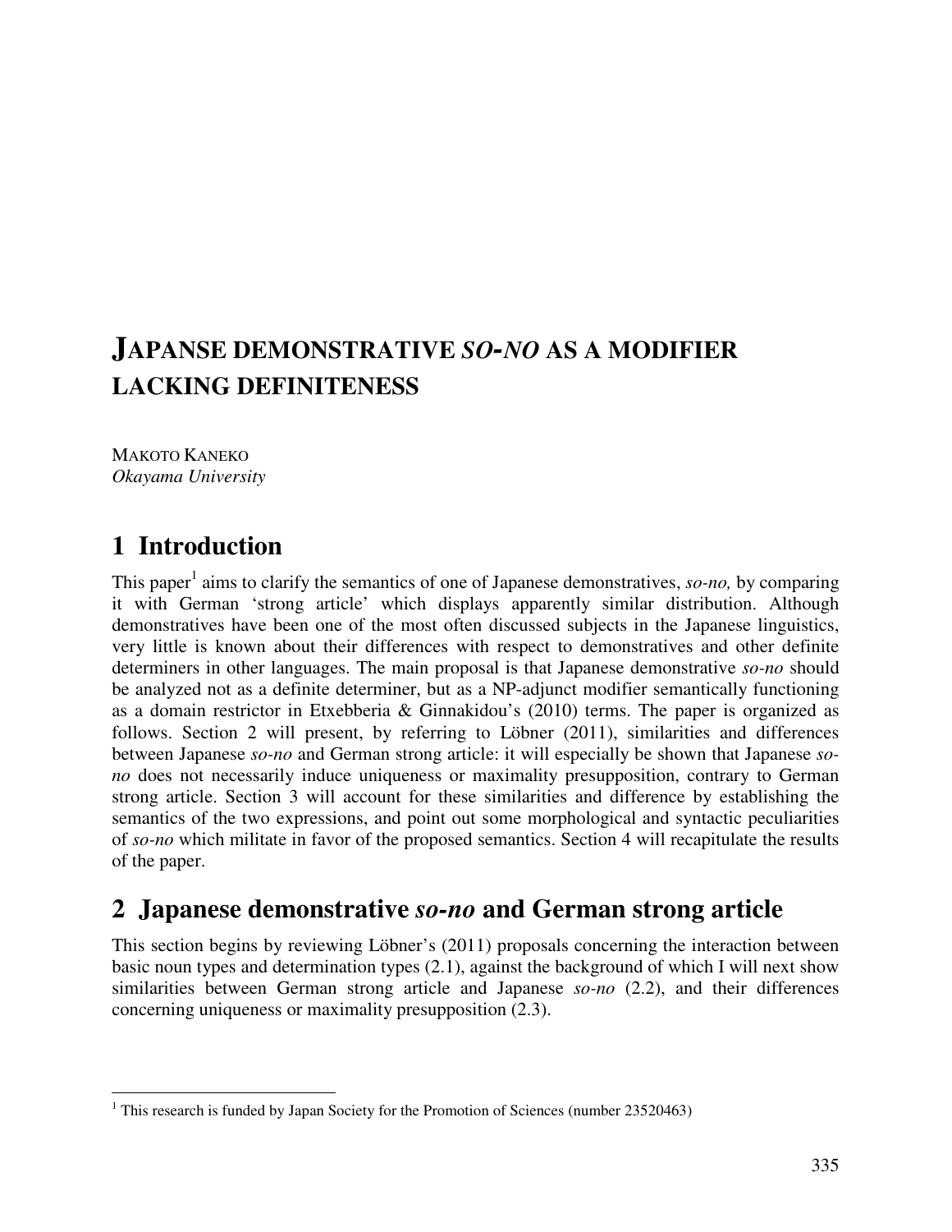# JAPANSE DEMONSTRATIVE *SO-NO* AS A MODIFIER LACKING DEFINITENESS

MAKOTO KANEKO
*Okayama University*

## 1 Introduction

This paper[1] aims to clarify the semantics of one of Japanese demonstratives, *so-no,* by comparing it with German 'strong article' which displays apparently similar distribution. Although demonstratives have been one of the most often discussed subjects in the Japanese linguistics, very little is known about their differences with respect to demonstratives and other definite determiners in other languages. The main proposal is that Japanese demonstrative *so-no* should be analyzed not as a definite determiner, but as a NP-adjunct modifier semantically functioning as a domain restrictor in Etxebberia & Ginnakidou's (2010) terms. The paper is organized as follows. Section 2 will present, by referring to Löbner (2011), similarities and differences between Japanese *so-no* and German strong article: it will especially be shown that Japanese *so-no* does not necessarily induce uniqueness or maximality presupposition, contrary to German strong article. Section 3 will account for these similarities and difference by establishing the semantics of the two expressions, and point out some morphological and syntactic peculiarities of *so-no* which militate in favor of the proposed semantics. Section 4 will recapitulate the results of the paper.

## 2 Japanese demonstrative *so-no* and German strong article

This section begins by reviewing Löbner's (2011) proposals concerning the interaction between basic noun types and determination types (2.1), against the background of which I will next show similarities between German strong article and Japanese *so-no* (2.2), and their differences concerning uniqueness or maximality presupposition (2.3).

[1] This research is funded by Japan Society for the Promotion of Sciences (number 23520463)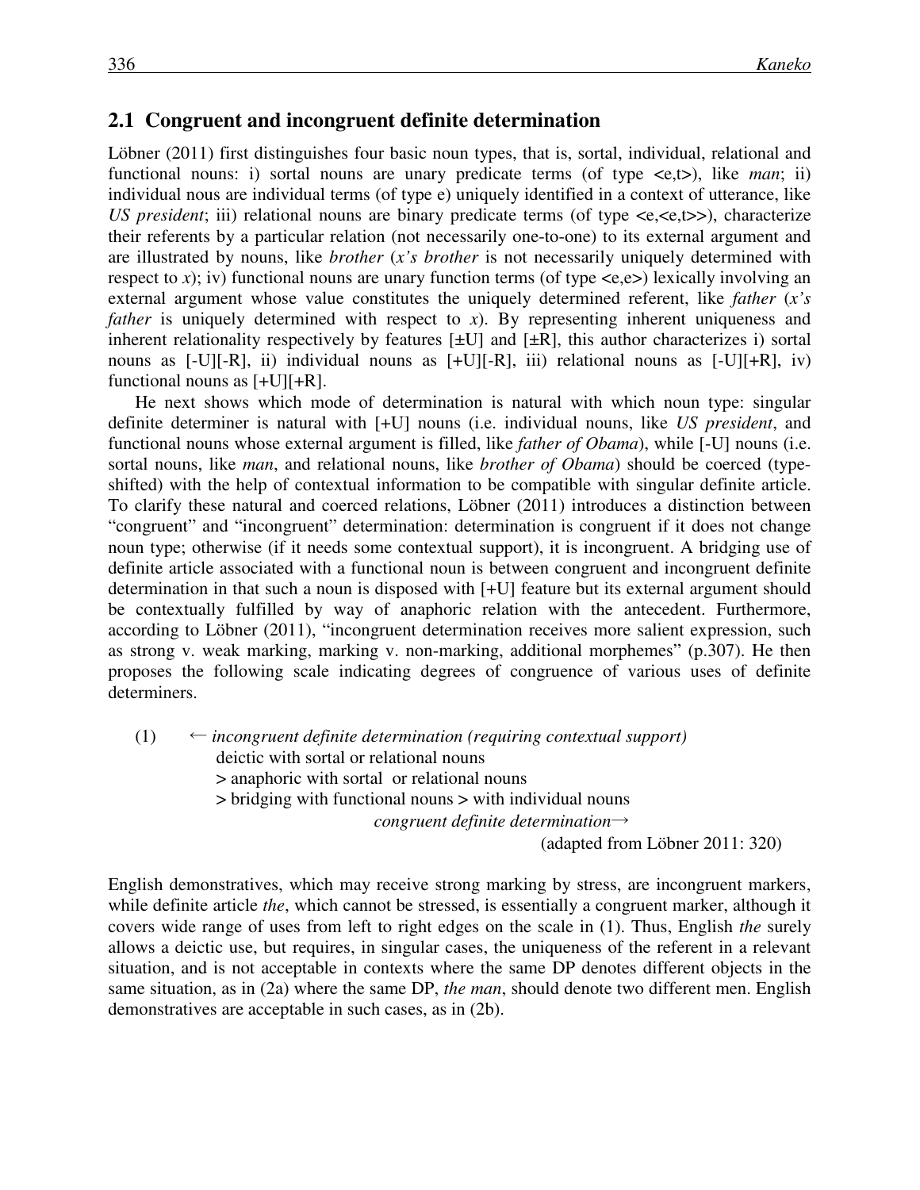## 2.1 Congruent and incongruent definite determination

Löbner (2011) first distinguishes four basic noun types, that is, sortal, individual, relational and functional nouns: i) sortal nouns are unary predicate terms (of type <e,t>), like *man*; ii) individual nous are individual terms (of type e) uniquely identified in a context of utterance, like *US president*; iii) relational nouns are binary predicate terms (of type <e,<e,t>>), characterize their referents by a particular relation (not necessarily one-to-one) to its external argument and are illustrated by nouns, like *brother* (*x's brother* is not necessarily uniquely determined with respect to *x*); iv) functional nouns are unary function terms (of type <e,e>) lexically involving an external argument whose value constitutes the uniquely determined referent, like *father* (*x's father* is uniquely determined with respect to *x*). By representing inherent uniqueness and inherent relationality respectively by features [±U] and [±R], this author characterizes i) sortal nouns as [-U][-R], ii) individual nouns as [+U][-R], iii) relational nouns as [-U][+R], iv) functional nouns as [+U][+R].

He next shows which mode of determination is natural with which noun type: singular definite determiner is natural with [+U] nouns (i.e. individual nouns, like *US president*, and functional nouns whose external argument is filled, like *father of Obama*), while [-U] nouns (i.e. sortal nouns, like *man*, and relational nouns, like *brother of Obama*) should be coerced (type-shifted) with the help of contextual information to be compatible with singular definite article. To clarify these natural and coerced relations, Löbner (2011) introduces a distinction between "congruent" and "incongruent" determination: determination is congruent if it does not change noun type; otherwise (if it needs some contextual support), it is incongruent. A bridging use of definite article associated with a functional noun is between congruent and incongruent definite determination in that such a noun is disposed with [+U] feature but its external argument should be contextually fulfilled by way of anaphoric relation with the antecedent. Furthermore, according to Löbner (2011), "incongruent determination receives more salient expression, such as strong v. weak marking, marking v. non-marking, additional morphemes" (p.307). He then proposes the following scale indicating degrees of congruence of various uses of definite determiners.

(1) ← *incongruent definite determination (requiring contextual support)*
deictic with sortal or relational nouns
> anaphoric with sortal or relational nouns
> bridging with functional nouns > with individual nouns
*congruent definite determination*→
(adapted from Löbner 2011: 320)

English demonstratives, which may receive strong marking by stress, are incongruent markers, while definite article *the*, which cannot be stressed, is essentially a congruent marker, although it covers wide range of uses from left to right edges on the scale in (1). Thus, English *the* surely allows a deictic use, but requires, in singular cases, the uniqueness of the referent in a relevant situation, and is not acceptable in contexts where the same DP denotes different objects in the same situation, as in (2a) where the same DP, *the man*, should denote two different men. English demonstratives are acceptable in such cases, as in (2b).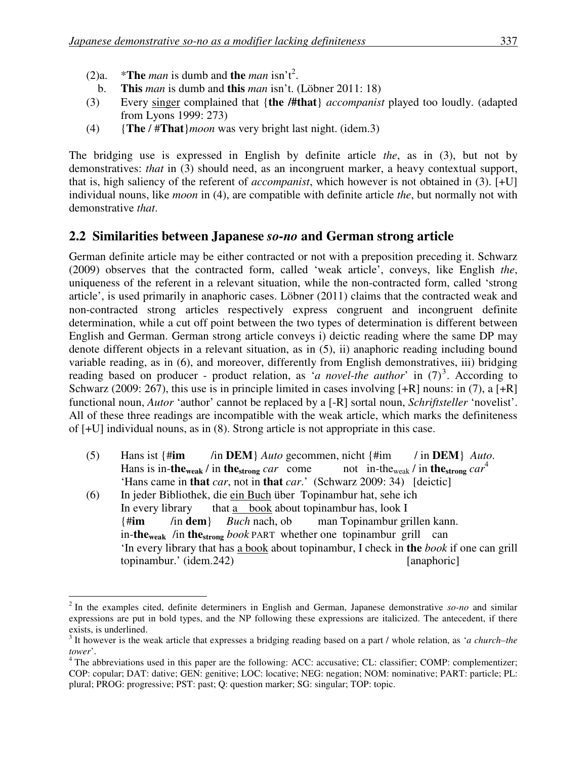(2)a. *__The__ *man* is dumb and __the__ *man* isn't[2].

b. __This__ *man* is dumb and __this__ *man* isn't. (Löbner 2011: 18)

(3) Every singer complained that {__the /#that__} *accompanist* played too loudly. (adapted from Lyons 1999: 273)

(4) {__The__ / #__That__}*moon* was very bright last night. (idem.3)

The bridging use is expressed in English by definite article *the*, as in (3), but not by demonstratives: *that* in (3) should need, as an incongruent marker, a heavy contextual support, that is, high saliency of the referent of *accompanist*, which however is not obtained in (3). [+U] individual nouns, like *moon* in (4), are compatible with definite article *the*, but normally not with demonstrative *that*.

## 2.2 Similarities between Japanese *so-no* and German strong article

German definite article may be either contracted or not with a preposition preceding it. Schwarz (2009) observes that the contracted form, called 'weak article', conveys, like English *the*, uniqueness of the referent in a relevant situation, while the non-contracted form, called 'strong article', is used primarily in anaphoric cases. Löbner (2011) claims that the contracted weak and non-contracted strong articles respectively express congruent and incongruent definite determination, while a cut off point between the two types of determination is different between English and German. German strong article conveys i) deictic reading where the same DP may denote different objects in a relevant situation, as in (5), ii) anaphoric reading including bound variable reading, as in (6), and moreover, differently from English demonstratives, iii) bridging reading based on producer - product relation, as '*a novel-the author*' in (7)[3]. According to Schwarz (2009: 267), this use is in principle limited in cases involving [+R] nouns: in (7), a [+R] functional noun, *Autor* 'author' cannot be replaced by a [-R] sortal noun, *Schriftsteller* 'novelist'. All of these three readings are incompatible with the weak article, which marks the definiteness of [+U] individual nouns, as in (8). Strong article is not appropriate in this case.

(5) Hans ist {#__im__ /in __DEM__} *Auto* gecommen, nicht {#im / in __DEM__} *Auto*.
Hans is in-__the__$_{\textbf{weak}}$ / in __the__$_{\textbf{strong}}$ *car* come not in-the$_{\text{weak}}$ / in __the__$_{\textbf{strong}}$ *car*[4]
'Hans came in __that__ *car*, not in __that__ *car*.' (Schwarz 2009: 34) [deictic]

(6) In jeder Bibliothek, die ein Buch über Topinambur hat, sehe ich
In every library that a book about topinambur has, look I
{#__im__ /in __dem__} *Buch* nach, ob man Topinambur grillen kann.
in-__the__$_{\textbf{weak}}$ /in __the__$_{\textbf{strong}}$ *book* PART whether one topinambur grill can
'In every library that has a book about topinambur, I check in __the__ *book* if one can grill topinambur.' (idem.242) [anaphoric]

---

[2] In the examples cited, definite determiners in English and German, Japanese demonstrative *so-no* and similar expressions are put in bold types, and the NP following these expressions are italicized. The antecedent, if there exists, is underlined.

[3] It however is the weak article that expresses a bridging reading based on a part / whole relation, as '*a church–the tower*'.

[4] The abbreviations used in this paper are the following: ACC: accusative; CL: classifier; COMP: complementizer; COP: copular; DAT: dative; GEN: genitive; LOC: locative; NEG: negation; NOM: nominative; PART: particle; PL: plural; PROG: progressive; PST: past; Q: question marker; SG: singular; TOP: topic.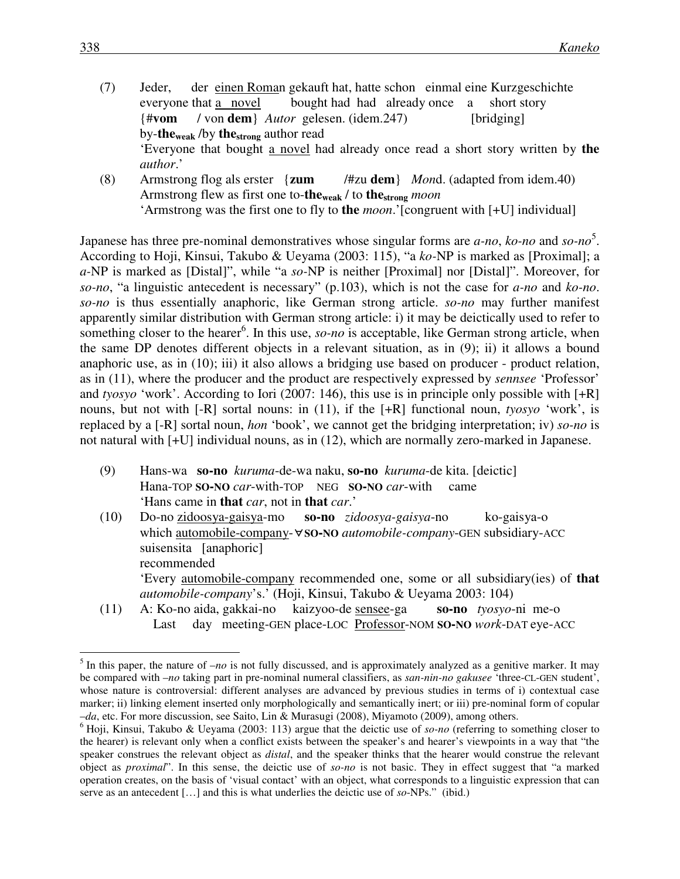(7) Jeder, der einen Roman gekauft hat, hatte schon einmal eine Kurzgeschichte
everyone that a novel bought had had already once a short story
{#**vom** / von **dem**} *Autor* gelesen. (idem.247) [bridging]
by-**the**$_{\text{weak}}$ /by **the**$_{\text{strong}}$ author read
'Everyone that bought a novel had already once read a short story written by **the** *author*.'

(8) Armstrong flog als erster {**zum** /#zu **dem**} *Mon*d. (adapted from idem.40)
Armstrong flew as first one to-**the**$_{\text{weak}}$ / to **the**$_{\text{strong}}$ *moon*
'Armstrong was the first one to fly to **the** *moon*.'[congruent with [+U] individual]

Japanese has three pre-nominal demonstratives whose singular forms are *a-no*, *ko-no* and *so-no*[5]. According to Hoji, Kinsui, Takubo & Ueyama (2003: 115), "a *ko*-NP is marked as [Proximal]; a *a*-NP is marked as [Distal]", while "a *so*-NP is neither [Proximal] nor [Distal]". Moreover, for *so-no*, "a linguistic antecedent is necessary" (p.103), which is not the case for *a-no* and *ko-no*. *so-no* is thus essentially anaphoric, like German strong article. *so-no* may further manifest apparently similar distribution with German strong article: i) it may be deictically used to refer to something closer to the hearer[6]. In this use, *so-no* is acceptable, like German strong article, when the same DP denotes different objects in a relevant situation, as in (9); ii) it allows a bound anaphoric use, as in (10); iii) it also allows a bridging use based on producer - product relation, as in (11), where the producer and the product are respectively expressed by *sennsee* 'Professor' and *tyosyo* 'work'. According to Iori (2007: 146), this use is in principle only possible with [+R] nouns, but not with [-R] sortal nouns: in (11), if the [+R] functional noun, *tyosyo* 'work', is replaced by a [-R] sortal noun, *hon* 'book', we cannot get the bridging interpretation; iv) *so-no* is not natural with [+U] individual nouns, as in (12), which are normally zero-marked in Japanese.

(9) Hans-wa **so-no** *kuruma*-de-wa naku, **so-no** *kuruma*-de kita. [deictic]
Hana-TOP **SO-NO** *car*-with-TOP NEG **SO-NO** *car*-with came
'Hans came in **that** *car*, not in **that** *car*.'

(10) Do-no zidoosya-gaisya-mo **so-no** *zidoosya-gaisya*-no ko-gaisya-o
which automobile-company-∀**SO-NO** *automobile-company*-GEN subsidiary-ACC
suisensita [anaphoric]
recommended
'Every automobile-company recommended one, some or all subsidiary(ies) of **that** *automobile-company*'s.' (Hoji, Kinsui, Takubo & Ueyama 2003: 104)

(11) A: Ko-no aida, gakkai-no kaizyoo-de sensee-ga **so-no** *tyosyo*-ni me-o
Last day meeting-GEN place-LOC Professor-NOM **SO-NO** *work*-DAT eye-ACC

---

[5] In this paper, the nature of *–no* is not fully discussed, and is approximately analyzed as a genitive marker. It may be compared with *–no* taking part in pre-nominal numeral classifiers, as *san-nin-no gakusee* 'three-CL-GEN student', whose nature is controversial: different analyses are advanced by previous studies in terms of i) contextual case marker; ii) linking element inserted only morphologically and semantically inert; or iii) pre-nominal form of copular *–da*, etc. For more discussion, see Saito, Lin & Murasugi (2008), Miyamoto (2009), among others.

[6] Hoji, Kinsui, Takubo & Ueyama (2003: 113) argue that the deictic use of *so-no* (referring to something closer to the hearer) is relevant only when a conflict exists between the speaker's and hearer's viewpoints in a way that "the speaker construes the relevant object as *distal*, and the speaker thinks that the hearer would construe the relevant object as *proximal*". In this sense, the deictic use of *so-no* is not basic. They in effect suggest that "a marked operation creates, on the basis of 'visual contact' with an object, what corresponds to a linguistic expression that can serve as an antecedent […] and this is what underlies the deictic use of *so*-NPs." (ibid.)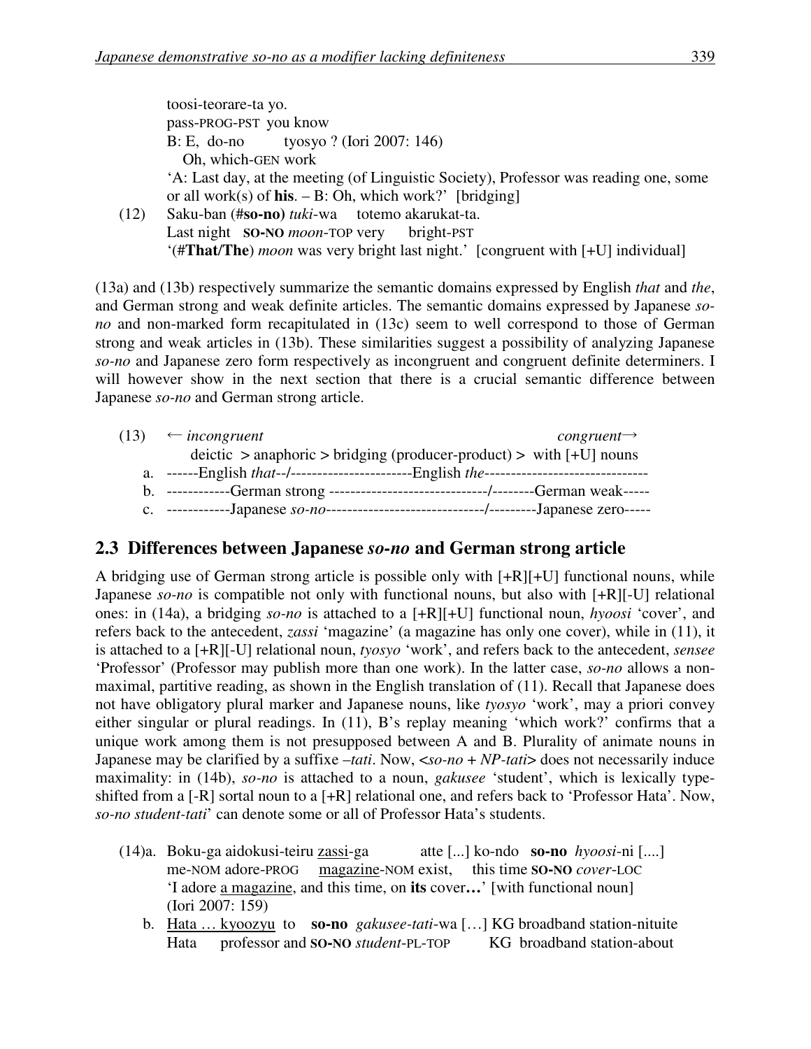toosi-teorare-ta yo.
pass-PROG-PST you know
B: E, do-no tyosyo ? (Iori 2007: 146)
Oh, which-GEN work
'A: Last day, at the meeting (of Linguistic Society), Professor was reading one, some or all work(s) of **his**. – B: Oh, which work?' [bridging]

(12) Saku-ban (#**so-no**) *tuki*-wa totemo akarukat-ta.
Last night **SO-NO** *moon*-TOP very bright-PST
'(#**That/The**) *moon* was very bright last night.' [congruent with [+U] individual]

(13a) and (13b) respectively summarize the semantic domains expressed by English *that* and *the*, and German strong and weak definite articles. The semantic domains expressed by Japanese *so-no* and non-marked form recapitulated in (13c) seem to well correspond to those of German strong and weak articles in (13b). These similarities suggest a possibility of analyzing Japanese *so-no* and Japanese zero form respectively as incongruent and congruent definite determiners. I will however show in the next section that there is a crucial semantic difference between Japanese *so-no* and German strong article.

(13) ← *incongruent* *congruent*→
deictic > anaphoric > bridging (producer-product) > with [+U] nouns
a. ------English *that*--/-----------------------English *the*-------------------------------
b. ------------German strong ------------------------------/--------German weak-----
c. ------------Japanese *so-no*------------------------------/---------Japanese zero-----

## 2.3 Differences between Japanese *so-no* and German strong article

A bridging use of German strong article is possible only with [+R][+U] functional nouns, while Japanese *so-no* is compatible not only with functional nouns, but also with [+R][-U] relational ones: in (14a), a bridging *so-no* is attached to a [+R][+U] functional noun, *hyoosi* 'cover', and refers back to the antecedent, *zassi* 'magazine' (a magazine has only one cover), while in (11), it is attached to a [+R][-U] relational noun, *tyosyo* 'work', and refers back to the antecedent, *sensee* 'Professor' (Professor may publish more than one work). In the latter case, *so-no* allows a non-maximal, partitive reading, as shown in the English translation of (11). Recall that Japanese does not have obligatory plural marker and Japanese nouns, like *tyosyo* 'work', may a priori convey either singular or plural readings. In (11), B's replay meaning 'which work?' confirms that a unique work among them is not presupposed between A and B. Plurality of animate nouns in Japanese may be clarified by a suffixe *–tati*. Now, <*so-no* + *NP-tati*> does not necessarily induce maximality: in (14b), *so-no* is attached to a noun, *gakusee* 'student', which is lexically type-shifted from a [-R] sortal noun to a [+R] relational one, and refers back to 'Professor Hata'. Now, *so-no student-tati*' can denote some or all of Professor Hata's students.

(14)a. Boku-ga aidokusi-teiru <u>zassi</u>-ga atte [...] ko-ndo **so-no** *hyoosi*-ni [....]
me-NOM adore-PROG <u>magazine</u>-NOM exist, this time **SO-NO** *cover*-LOC
'I adore <u>a magazine</u>, and this time, on **its** cover**…**' [with functional noun]
(Iori 2007: 159)

b. <u>Hata … kyoozyu</u> to **so-no** *gakusee-tati*-wa […] KG broadband station-nituite
Hata professor and **SO-NO** *student*-PL-TOP KG broadband station-about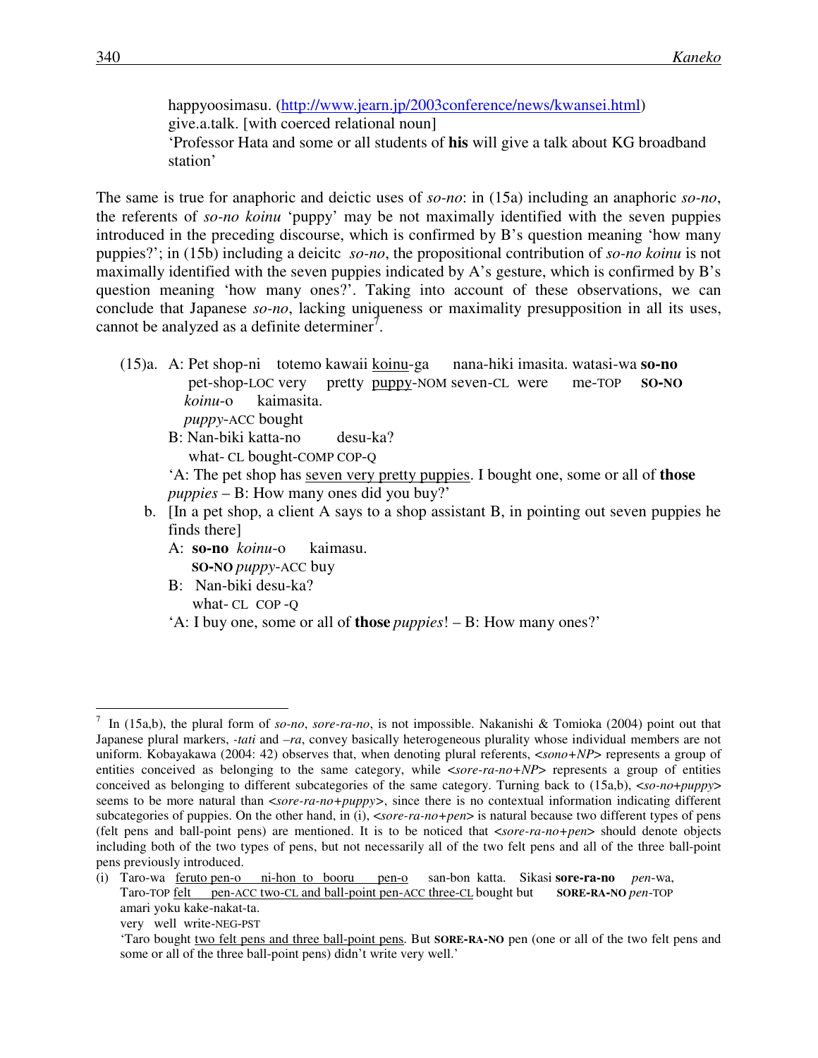happyoosimasu. (http://www.jearn.jp/2003conference/news/kwansei.html)
give.a.talk. [with coerced relational noun]
'Professor Hata and some or all students of **his** will give a talk about KG broadband station'

The same is true for anaphoric and deictic uses of *so-no*: in (15a) including an anaphoric *so-no*, the referents of *so-no koinu* 'puppy' may be not maximally identified with the seven puppies introduced in the preceding discourse, which is confirmed by B's question meaning 'how many puppies?'; in (15b) including a deicitc *so-no*, the propositional contribution of *so-no koinu* is not maximally identified with the seven puppies indicated by A's gesture, which is confirmed by B's question meaning 'how many ones?'. Taking into account of these observations, we can conclude that Japanese *so-no*, lacking uniqueness or maximality presupposition in all its uses, cannot be analyzed as a definite determiner[7].

(15)a. A: Pet shop-ni totemo kawaii <u>koinu</u>-ga nana-hiki imasita. watasi-wa **so-no** *koinu*-o kaimasita.
pet-shop-LOC very pretty <u>puppy</u>-NOM seven-CL were me-TOP **SO-NO** *puppy*-ACC bought
B: Nan-biki katta-no desu-ka?
what- CL bought-COMP COP-Q
'A: The pet shop has <u>seven very pretty puppies</u>. I bought one, some or all of **those** *puppies* – B: How many ones did you buy?'

b. [In a pet shop, a client A says to a shop assistant B, in pointing out seven puppies he finds there]
A: **so-no** *koinu*-o kaimasu.
**SO-NO** *puppy*-ACC buy
B: Nan-biki desu-ka?
what- CL COP -Q
'A: I buy one, some or all of **those** *puppies*! – B: How many ones?'

---

[7] In (15a,b), the plural form of *so-no*, *sore-ra-no*, is not impossible. Nakanishi & Tomioka (2004) point out that Japanese plural markers, *-tati* and *–ra*, convey basically heterogeneous plurality whose individual members are not uniform. Kobayakawa (2004: 42) observes that, when denoting plural referents, <*sono+NP*> represents a group of entities conceived as belonging to the same category, while <*sore-ra-no+NP*> represents a group of entities conceived as belonging to different subcategories of the same category. Turning back to (15a,b), <*so-no+puppy*> seems to be more natural than <*sore-ra-no+puppy*>, since there is no contextual information indicating different subcategories of puppies. On the other hand, in (i), <*sore-ra-no+pen*> is natural because two different types of pens (felt pens and ball-point pens) are mentioned. It is to be noticed that <*sore-ra-no+pen*> should denote objects including both of the two types of pens, but not necessarily all of the two felt pens and all of the three ball-point pens previously introduced.

(i) Taro-wa <u>feruto pen-o ni-hon to booru pen-o san-bon</u> katta. Sikasi **sore-ra-no** *pen*-wa, amari yoku kake-nakat-ta.
Taro-TOP <u>felt pen-ACC two-CL and ball-point pen-ACC three-CL</u> bought but **SORE-RA-NO** *pen*-TOP very well write-NEG-PST
'Taro bought <u>two felt pens and three ball-point pens</u>. But **SORE-RA-NO** pen (one or all of the two felt pens and some or all of the three ball-point pens) didn't write very well.'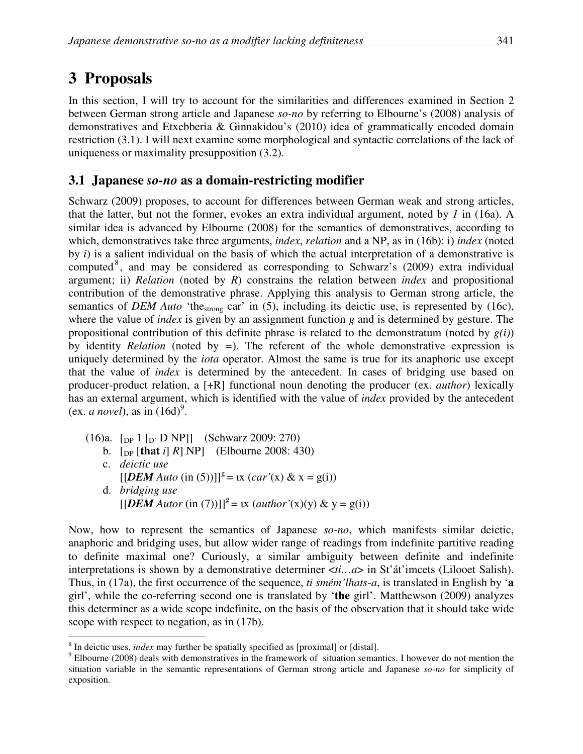# 3 Proposals

In this section, I will try to account for the similarities and differences examined in Section 2 between German strong article and Japanese *so-no* by referring to Elbourne's (2008) analysis of demonstratives and Etxebberia & Ginnakidou's (2010) idea of grammatically encoded domain restriction (3.1). I will next examine some morphological and syntactic correlations of the lack of uniqueness or maximality presupposition (3.2).

## 3.1 Japanese *so-no* as a domain-restricting modifier

Schwarz (2009) proposes, to account for differences between German weak and strong articles, that the latter, but not the former, evokes an extra individual argument, noted by *1* in (16a). A similar idea is advanced by Elbourne (2008) for the semantics of demonstratives, according to which, demonstratives take three arguments, *index*, *relation* and a NP, as in (16b): i) *index* (noted by *i*) is a salient individual on the basis of which the actual interpretation of a demonstrative is computed[8], and may be considered as corresponding to Schwarz's (2009) extra individual argument; ii) *Relation* (noted by *R*) constrains the relation between *index* and propositional contribution of the demonstrative phrase. Applying this analysis to German strong article, the semantics of *DEM Auto* 'the$_{\text{strong}}$ car' in (5), including its deictic use, is represented by (16c), where the value of *index* is given by an assignment function *g* and is determined by gesture. The propositional contribution of this definite phrase is related to the demonstratum (noted by *g(i)*) by identity *Relation* (noted by =). The referent of the whole demonstrative expression is uniquely determined by the *iota* operator. Almost the same is true for its anaphoric use except that the value of *index* is determined by the antecedent. In cases of bridging use based on producer-product relation, a [+R] functional noun denoting the producer (ex. *author*) lexically has an external argument, which is identified with the value of *index* provided by the antecedent (ex. *a novel*), as in (16d)[9].

(16)a. $[_{\text{DP}}\ 1\ [_{\text{D'}}\ \text{D NP}]]$ (Schwarz 2009: 270)
b. $[_{\text{DP}}\ [\textbf{that}\ i]\ R]\ \text{NP}]$ (Elbourne 2008: 430)
c. *deictic use*
$[[\textbf{\textit{DEM}}\ \textit{Auto}\ (\text{in (5)})]]^g = \iota x\ (car'(x)\ \&\ x = g(i))$
d. *bridging use*
$[[\textbf{\textit{DEM}}\ \textit{Autor}\ (\text{in (7)})]]^g = \iota x\ (author'(x)(y)\ \&\ y = g(i))$

Now, how to represent the semantics of Japanese *so-no*, which manifests similar deictic, anaphoric and bridging uses, but allow wider range of readings from indefinite partitive reading to definite maximal one? Curiously, a similar ambiguity between definite and indefinite interpretations is shown by a demonstrative determiner <*ti…a*> in St'át'imcets (Lilooet Salish). Thus, in (17a), the first occurrence of the sequence, *ti smém'lhats-a*, is translated in English by '**a** girl', while the co-referring second one is translated by '**the** girl'. Matthewson (2009) analyzes this determiner as a wide scope indefinite, on the basis of the observation that it should take wide scope with respect to negation, as in (17b).

---

[8] In deictic uses, *index* may further be spatially specified as [proximal] or [distal].

[9] Elbourne (2008) deals with demonstratives in the framework of situation semantics. I however do not mention the situation variable in the semantic representations of German strong article and Japanese *so-no* for simplicity of exposition.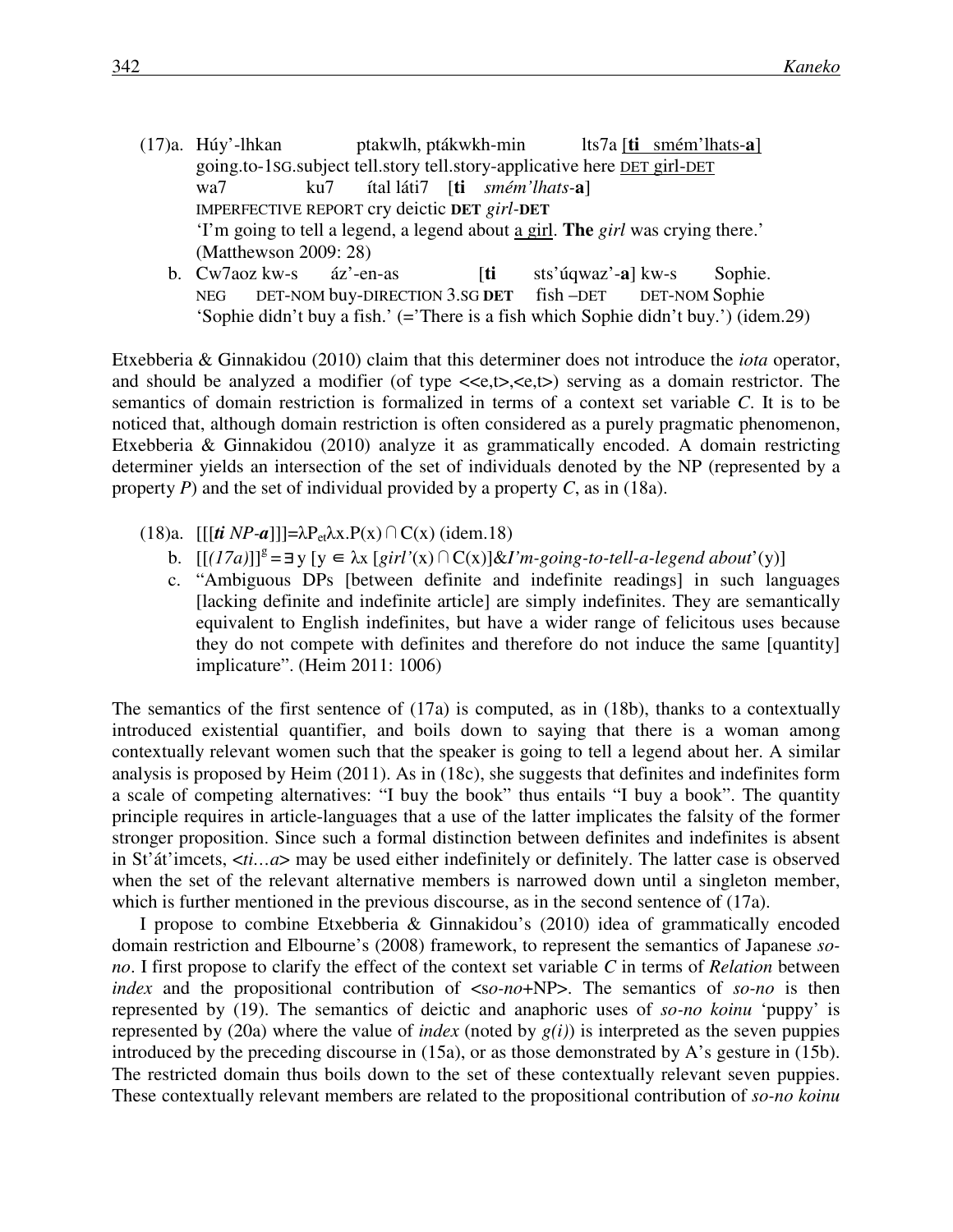(17)a. Húy'-lhkan ptakwlh, ptákwkh-min lts7a [**ti** smém'lhats-**a**]
going.to-1SG.subject tell.story tell.story-applicative here DET girl-DET
wa7 ku7 ítal láti7 [**ti** *smém'lhats*-**a**]
IMPERFECTIVE REPORT cry deictic **DET** *girl*-**DET**
'I'm going to tell a legend, a legend about a girl. **The** *girl* was crying there.'
(Matthewson 2009: 28)

b. Cw7aoz kw-s áz'-en-as [**ti** sts'úqwaz'-**a**] kw-s Sophie.
NEG DET-NOM buy-DIRECTION 3.SG **DET** fish –DET DET-NOM Sophie
'Sophie didn't buy a fish.' (='There is a fish which Sophie didn't buy.') (idem.29)

Etxebberia & Ginnakidou (2010) claim that this determiner does not introduce the *iota* operator, and should be analyzed a modifier (of type <<e,t>,<e,t>) serving as a domain restrictor. The semantics of domain restriction is formalized in terms of a context set variable *C*. It is to be noticed that, although domain restriction is often considered as a purely pragmatic phenomenon, Etxebberia & Ginnakidou (2010) analyze it as grammatically encoded. A domain restricting determiner yields an intersection of the set of individuals denoted by the NP (represented by a property *P*) and the set of individual provided by a property *C*, as in (18a).

(18)a. [[[***ti*** *NP*-***a***]]]=$\lambda P_{et}\lambda x.P(x) \cap C(x)$ (idem.18)

b. $[[(17a)]]^g = \exists y\, [y \in \lambda x\, [girl'(x) \cap C(x)] \& I'm\text{-}going\text{-}to\text{-}tell\text{-}a\text{-}legend\ about'(y)]$

c. "Ambiguous DPs [between definite and indefinite readings] in such languages [lacking definite and indefinite article] are simply indefinites. They are semantically equivalent to English indefinites, but have a wider range of felicitous uses because they do not compete with definites and therefore do not induce the same [quantity] implicature". (Heim 2011: 1006)

The semantics of the first sentence of (17a) is computed, as in (18b), thanks to a contextually introduced existential quantifier, and boils down to saying that there is a woman among contextually relevant women such that the speaker is going to tell a legend about her. A similar analysis is proposed by Heim (2011). As in (18c), she suggests that definites and indefinites form a scale of competing alternatives: "I buy the book" thus entails "I buy a book". The quantity principle requires in article-languages that a use of the latter implicates the falsity of the former stronger proposition. Since such a formal distinction between definites and indefinites is absent in St'át'imcets, <*ti…a*> may be used either indefinitely or definitely. The latter case is observed when the set of the relevant alternative members is narrowed down until a singleton member, which is further mentioned in the previous discourse, as in the second sentence of (17a).

I propose to combine Etxebberia & Ginnakidou's (2010) idea of grammatically encoded domain restriction and Elbourne's (2008) framework, to represent the semantics of Japanese *so-no*. I first propose to clarify the effect of the context set variable *C* in terms of *Relation* between *index* and the propositional contribution of <s*o-no*+NP>. The semantics of *so-no* is then represented by (19). The semantics of deictic and anaphoric uses of *so-no koinu* 'puppy' is represented by (20a) where the value of *index* (noted by *g(i)*) is interpreted as the seven puppies introduced by the preceding discourse in (15a), or as those demonstrated by A's gesture in (15b). The restricted domain thus boils down to the set of these contextually relevant seven puppies. These contextually relevant members are related to the propositional contribution of *so-no koinu*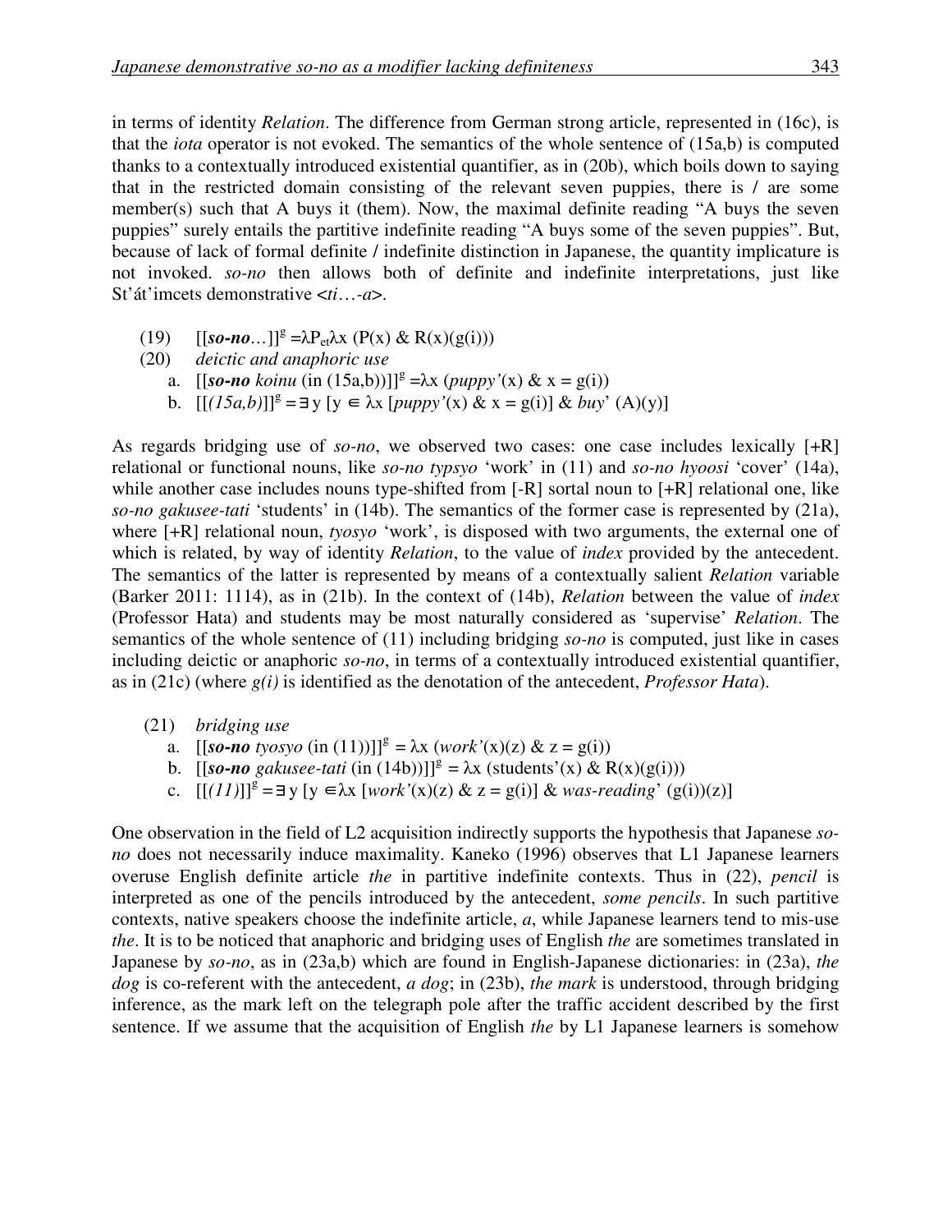in terms of identity *Relation*. The difference from German strong article, represented in (16c), is that the *iota* operator is not evoked. The semantics of the whole sentence of (15a,b) is computed thanks to a contextually introduced existential quantifier, as in (20b), which boils down to saying that in the restricted domain consisting of the relevant seven puppies, there is / are some member(s) such that A buys it (them). Now, the maximal definite reading "A buys the seven puppies" surely entails the partitive indefinite reading "A buys some of the seven puppies". But, because of lack of formal definite / indefinite distinction in Japanese, the quantity implicature is not invoked. *so-no* then allows both of definite and indefinite interpretations, just like St'át'imcets demonstrative <*ti*…-*a*>.

(19) $[[$***so-no***…$]]^g = \lambda P_{et}\lambda x\ (P(x)\ \&\ R(x)(g(i)))$

(20) *deictic and anaphoric use*

a. $[[$***so-no*** *koinu* (in (15a,b))$]]^g = \lambda x\ (puppy'(x)\ \&\ x = g(i))$

b. $[[$*(15a,b)*$]]^g = \exists y\ [y \in \lambda x\ [puppy'(x)\ \&\ x = g(i)]\ \&\ buy'\ (A)(y)]$

As regards bridging use of *so-no*, we observed two cases: one case includes lexically [+R] relational or functional nouns, like *so-no typsyo* 'work' in (11) and *so-no hyoosi* 'cover' (14a), while another case includes nouns type-shifted from [-R] sortal noun to [+R] relational one, like *so-no gakusee-tati* 'students' in (14b). The semantics of the former case is represented by (21a), where [+R] relational noun, *tyosyo* 'work', is disposed with two arguments, the external one of which is related, by way of identity *Relation*, to the value of *index* provided by the antecedent. The semantics of the latter is represented by means of a contextually salient *Relation* variable (Barker 2011: 1114), as in (21b). In the context of (14b), *Relation* between the value of *index* (Professor Hata) and students may be most naturally considered as 'supervise' *Relation*. The semantics of the whole sentence of (11) including bridging *so-no* is computed, just like in cases including deictic or anaphoric *so-no*, in terms of a contextually introduced existential quantifier, as in (21c) (where *g(i)* is identified as the denotation of the antecedent, *Professor Hata*).

(21) *bridging use*

a. $[[$***so-no*** *tyosyo* (in (11))$]]^g = \lambda x\ (work'(x)(z)\ \&\ z = g(i))$

b. $[[$***so-no*** *gakusee-tati* (in (14b))$]]^g = \lambda x\ (students'(x)\ \&\ R(x)(g(i)))$

c. $[[$*(11)*$]]^g = \exists y\ [y \in \lambda x\ [work'(x)(z)\ \&\ z = g(i)]\ \&\ was\text{-}reading'\ (g(i))(z)]$

One observation in the field of L2 acquisition indirectly supports the hypothesis that Japanese *so-no* does not necessarily induce maximality. Kaneko (1996) observes that L1 Japanese learners overuse English definite article *the* in partitive indefinite contexts. Thus in (22), *pencil* is interpreted as one of the pencils introduced by the antecedent, *some pencils*. In such partitive contexts, native speakers choose the indefinite article, *a*, while Japanese learners tend to mis-use *the*. It is to be noticed that anaphoric and bridging uses of English *the* are sometimes translated in Japanese by *so-no*, as in (23a,b) which are found in English-Japanese dictionaries: in (23a), *the dog* is co-referent with the antecedent, *a dog*; in (23b), *the mark* is understood, through bridging inference, as the mark left on the telegraph pole after the traffic accident described by the first sentence. If we assume that the acquisition of English *the* by L1 Japanese learners is somehow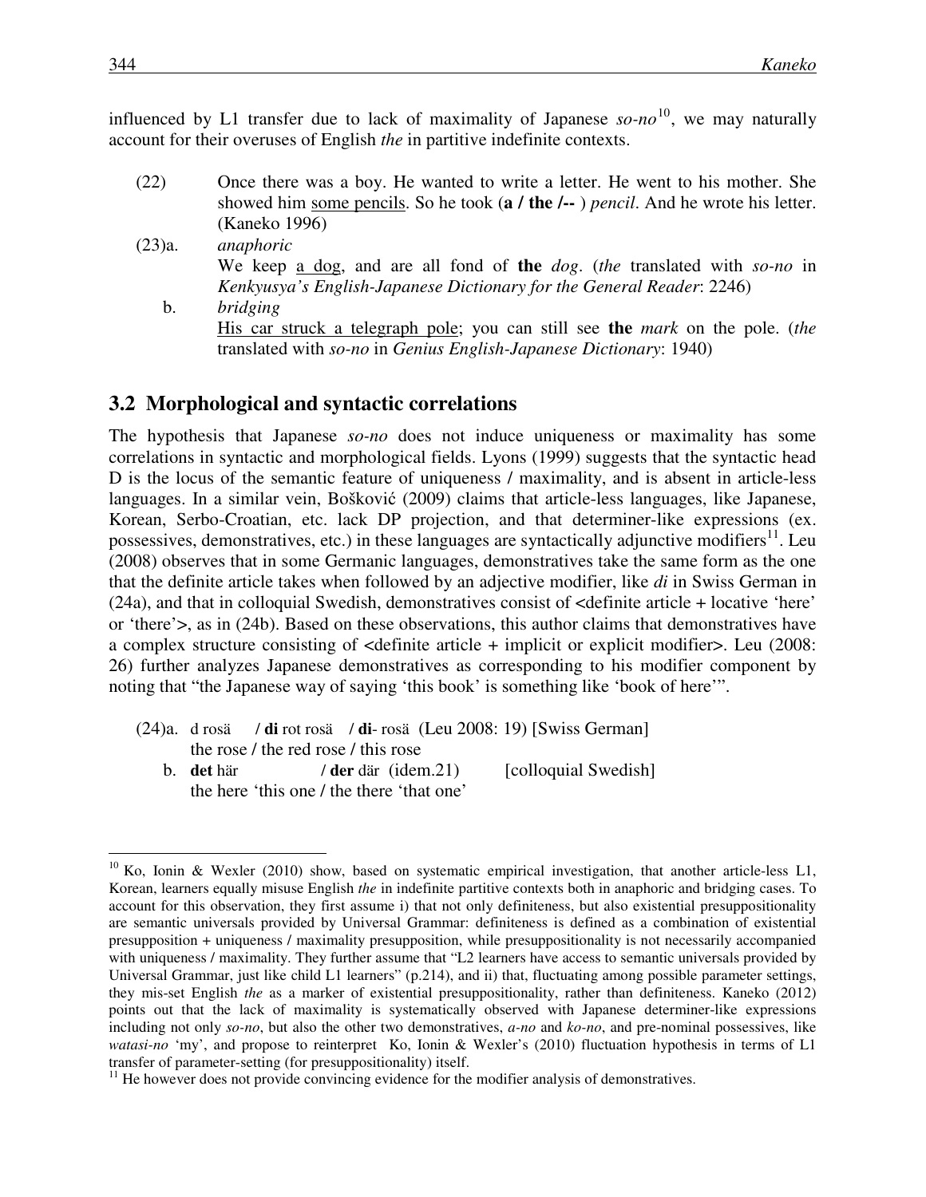influenced by L1 transfer due to lack of maximality of Japanese *so-no*[10], we may naturally account for their overuses of English *the* in partitive indefinite contexts.

(22) Once there was a boy. He wanted to write a letter. He went to his mother. She showed him <u>some pencils</u>. So he took (**a / the /--** ) *pencil*. And he wrote his letter. (Kaneko 1996)

(23)a. *anaphoric*
We keep <u>a dog</u>, and are all fond of **the** *dog*. (*the* translated with *so-no* in *Kenkyusya's English-Japanese Dictionary for the General Reader*: 2246)

b. *bridging*
<u>His car struck a telegraph pole</u>; you can still see **the** *mark* on the pole. (*the* translated with *so-no* in *Genius English-Japanese Dictionary*: 1940)

## 3.2 Morphological and syntactic correlations

The hypothesis that Japanese *so-no* does not induce uniqueness or maximality has some correlations in syntactic and morphological fields. Lyons (1999) suggests that the syntactic head D is the locus of the semantic feature of uniqueness / maximality, and is absent in article-less languages. In a similar vein, Bošković (2009) claims that article-less languages, like Japanese, Korean, Serbo-Croatian, etc. lack DP projection, and that determiner-like expressions (ex. possessives, demonstratives, etc.) in these languages are syntactically adjunctive modifiers[11]. Leu (2008) observes that in some Germanic languages, demonstratives take the same form as the one that the definite article takes when followed by an adjective modifier, like *di* in Swiss German in (24a), and that in colloquial Swedish, demonstratives consist of <definite article + locative 'here' or 'there'>, as in (24b). Based on these observations, this author claims that demonstratives have a complex structure consisting of <definite article + implicit or explicit modifier>. Leu (2008: 26) further analyzes Japanese demonstratives as corresponding to his modifier component by noting that "the Japanese way of saying 'this book' is something like 'book of here'".

(24)a. d rosä / **di** rot rosä / **di**- rosä (Leu 2008: 19) [Swiss German]
the rose / the red rose / this rose

b. **det** här / **der** där (idem.21) [colloquial Swedish]
the here 'this one / the there 'that one'

---

[10] Ko, Ionin & Wexler (2010) show, based on systematic empirical investigation, that another article-less L1, Korean, learners equally misuse English *the* in indefinite partitive contexts both in anaphoric and bridging cases. To account for this observation, they first assume i) that not only definiteness, but also existential presuppositionality are semantic universals provided by Universal Grammar: definiteness is defined as a combination of existential presupposition + uniqueness / maximality presupposition, while presuppositionality is not necessarily accompanied with uniqueness / maximality. They further assume that "L2 learners have access to semantic universals provided by Universal Grammar, just like child L1 learners" (p.214), and ii) that, fluctuating among possible parameter settings, they mis-set English *the* as a marker of existential presuppositionality, rather than definiteness. Kaneko (2012) points out that the lack of maximality is systematically observed with Japanese determiner-like expressions including not only *so-no*, but also the other two demonstratives, *a-no* and *ko-no*, and pre-nominal possessives, like *watasi-no* 'my', and propose to reinterpret Ko, Ionin & Wexler's (2010) fluctuation hypothesis in terms of L1 transfer of parameter-setting (for presuppositionality) itself.

[11] He however does not provide convincing evidence for the modifier analysis of demonstratives.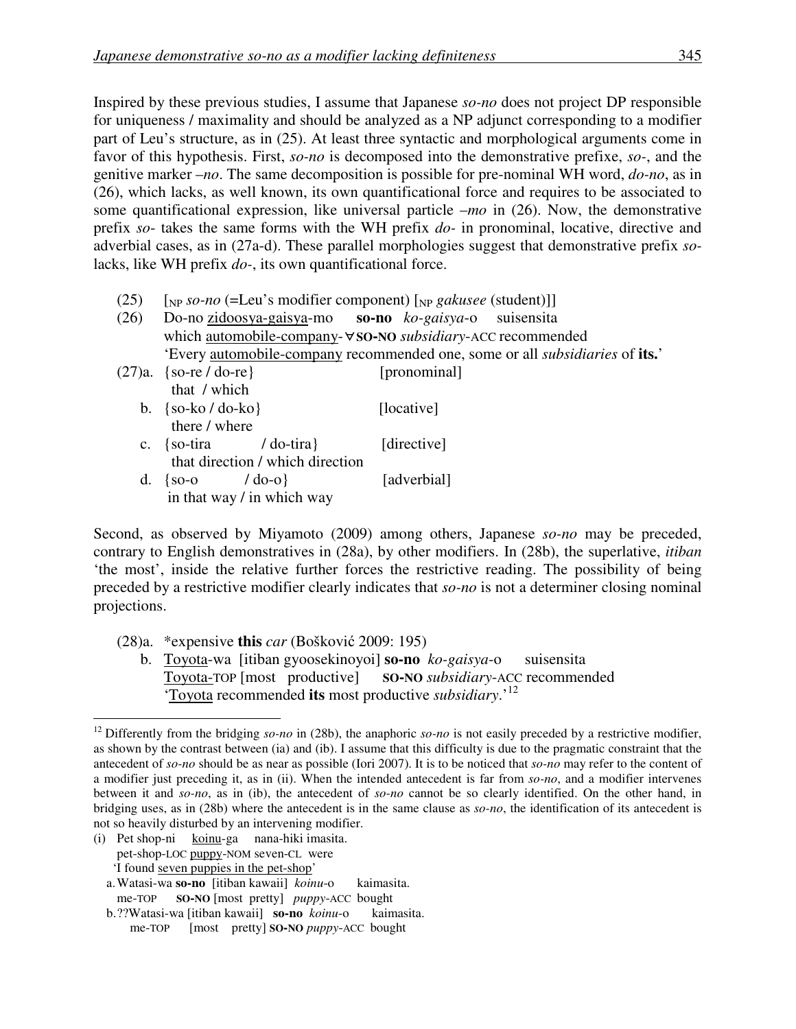Inspired by these previous studies, I assume that Japanese *so-no* does not project DP responsible for uniqueness / maximality and should be analyzed as a NP adjunct corresponding to a modifier part of Leu's structure, as in (25). At least three syntactic and morphological arguments come in favor of this hypothesis. First, *so-no* is decomposed into the demonstrative prefixe, *so-*, and the genitive marker *–no*. The same decomposition is possible for pre-nominal WH word, *do-no*, as in (26), which lacks, as well known, its own quantificational force and requires to be associated to some quantificational expression, like universal particle *–mo* in (26). Now, the demonstrative prefix *so-* takes the same forms with the WH prefix *do-* in pronominal, locative, directive and adverbial cases, as in (27a-d). These parallel morphologies suggest that demonstrative prefix *so-* lacks, like WH prefix *do-*, its own quantificational force.

(25) [$_{NP}$ *so-no* (=Leu's modifier component) [$_{NP}$ *gakusee* (student)]]

(26) Do-no <u>zidoosya-gaisya</u>-mo **so-no** *ko-gaisya*-o suisensita
which <u>automobile-company</u>-∀**SO-NO** *subsidiary*-ACC recommended
'Every <u>automobile-company</u> recommended one, some or all *subsidiaries* of **its.**'

(27)a. {so-re / do-re} [pronominal]
that / which

b. {so-ko / do-ko} [locative]
there / where

c. {so-tira / do-tira} [directive]
that direction / which direction

d. {so-o / do-o} [adverbial]
in that way / in which way

Second, as observed by Miyamoto (2009) among others, Japanese *so-no* may be preceded, contrary to English demonstratives in (28a), by other modifiers. In (28b), the superlative, *itiban* 'the most', inside the relative further forces the restrictive reading. The possibility of being preceded by a restrictive modifier clearly indicates that *so-no* is not a determiner closing nominal projections.

(28)a. *expensive **this** *car* (Bošković 2009: 195)

b. <u>Toyota</u>-wa [itiban gyoosekinoyoi] **so-no** *ko-gaisya*-o suisensita
<u>Toyota-</u>TOP [most productive] **SO-NO** *subsidiary*-ACC recommended
'<u>Toyota</u> recommended **its** most productive *subsidiary*.'[12]

---

[12] Differently from the bridging *so-no* in (28b), the anaphoric *so-no* is not easily preceded by a restrictive modifier, as shown by the contrast between (ia) and (ib). I assume that this difficulty is due to the pragmatic constraint that the antecedent of *so-no* should be as near as possible (Iori 2007). It is to be noticed that *so-no* may refer to the content of a modifier just preceding it, as in (ii). When the intended antecedent is far from *so-no*, and a modifier intervenes between it and *so-no*, as in (ib), the antecedent of *so-no* cannot be so clearly identified. On the other hand, in bridging uses, as in (28b) where the antecedent is in the same clause as *so-no*, the identification of its antecedent is not so heavily disturbed by an intervening modifier.

(i) Pet shop-ni <u>koinu</u>-ga nana-hiki imasita.
pet-shop-LOC <u>puppy</u>-NOM seven-CL were
'I found <u>seven puppies in the pet-shop</u>'

a. Watasi-wa **so-no** [itiban kawaii] *koinu*-o kaimasita.
me-TOP **SO-NO** [most pretty] *puppy*-ACC bought

b. ??Watasi-wa [itiban kawaii] **so-no** *koinu*-o kaimasita.
me-TOP [most pretty] **SO-NO** *puppy*-ACC bought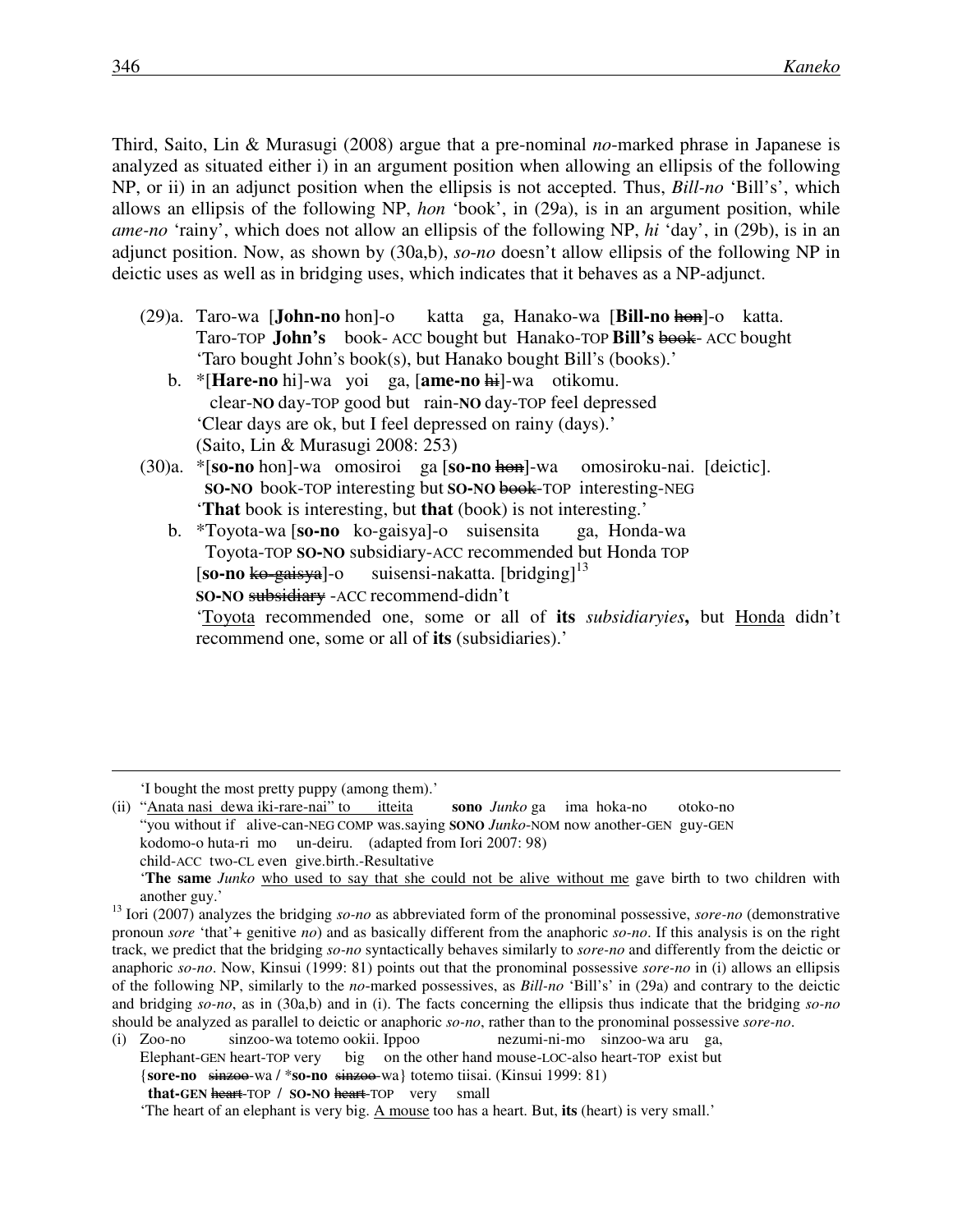Third, Saito, Lin & Murasugi (2008) argue that a pre-nominal *no*-marked phrase in Japanese is analyzed as situated either i) in an argument position when allowing an ellipsis of the following NP, or ii) in an adjunct position when the ellipsis is not accepted. Thus, *Bill-no* 'Bill's', which allows an ellipsis of the following NP, *hon* 'book', in (29a), is in an argument position, while *ame-no* 'rainy', which does not allow an ellipsis of the following NP, *hi* 'day', in (29b), is in an adjunct position. Now, as shown by (30a,b), *so-no* doesn't allow ellipsis of the following NP in deictic uses as well as in bridging uses, which indicates that it behaves as a NP-adjunct.

(29)a. Taro-wa [**John-no** hon]-o katta ga, Hanako-wa [**Bill-no** ~~hon~~]-o katta.
Taro-TOP **John's** book- ACC bought but Hanako-TOP **Bill's** ~~book~~- ACC bought
'Taro bought John's book(s), but Hanako bought Bill's (books).'

b. *[**Hare-no** hi]-wa yoi ga, [**ame-no** ~~hi~~]-wa otikomu.
clear-**NO** day-TOP good but rain-**NO** day-TOP feel depressed
'Clear days are ok, but I feel depressed on rainy (days).'
(Saito, Lin & Murasugi 2008: 253)

(30)a. *[**so-no** hon]-wa omosiroi ga [**so-no** ~~hon~~]-wa omosiroku-nai. [deictic].
**SO-NO** book-TOP interesting but **SO-NO** ~~book~~-TOP interesting-NEG
'**That** book is interesting, but **that** (book) is not interesting.'

b. *Toyota-wa [**so-no** ko-gaisya]-o suisensita ga, Honda-wa
Toyota-TOP **SO-NO** subsidiary-ACC recommended but Honda TOP
[**so-no** ~~ko-gaisya~~]-o suisensi-nakatta. [bridging][13]
**SO-NO** ~~subsidiary~~ -ACC recommend-didn't
'Toyota recommended one, some or all of **its** *subsidiaryies***,** but Honda didn't recommend one, some or all of **its** (subsidiaries).'

---

'I bought the most pretty puppy (among them).'

(ii) "Anata nasi dewa iki-rare-nai" to itteita **sono** *Junko* ga ima hoka-no otoko-no
"you without if alive-can-NEG COMP was.saying **SONO** *Junko*-NOM now another-GEN guy-GEN
kodomo-o huta-ri mo un-deiru. (adapted from Iori 2007: 98)
child-ACC two-CL even give.birth.-Resultative
'**The same** *Junko* who used to say that she could not be alive without me gave birth to two children with another guy.'

[13] Iori (2007) analyzes the bridging *so-no* as abbreviated form of the pronominal possessive, *sore-no* (demonstrative pronoun *sore* 'that'+ genitive *no*) and as basically different from the anaphoric *so-no*. If this analysis is on the right track, we predict that the bridging *so-no* syntactically behaves similarly to *sore-no* and differently from the deictic or anaphoric *so-no*. Now, Kinsui (1999: 81) points out that the pronominal possessive *sore-no* in (i) allows an ellipsis of the following NP, similarly to the *no*-marked possessives, as *Bill-no* 'Bill's' in (29a) and contrary to the deictic and bridging *so-no*, as in (30a,b) and in (i). The facts concerning the ellipsis thus indicate that the bridging *so-no* should be analyzed as parallel to deictic or anaphoric *so-no*, rather than to the pronominal possessive *sore-no*.

(i) Zoo-no sinzoo-wa totemo ookii. Ippoo nezumi-ni-mo sinzoo-wa aru ga,
Elephant-GEN heart-TOP very big on the other hand mouse-LOC-also heart-TOP exist but
{**sore-no** ~~sinzoo~~-wa / ***so-no** ~~sinzoo~~-wa} totemo tiisai. (Kinsui 1999: 81)
**that-GEN** ~~heart~~-TOP / **SO-NO** ~~heart~~-TOP very small
'The heart of an elephant is very big. A mouse too has a heart. But, **its** (heart) is very small.'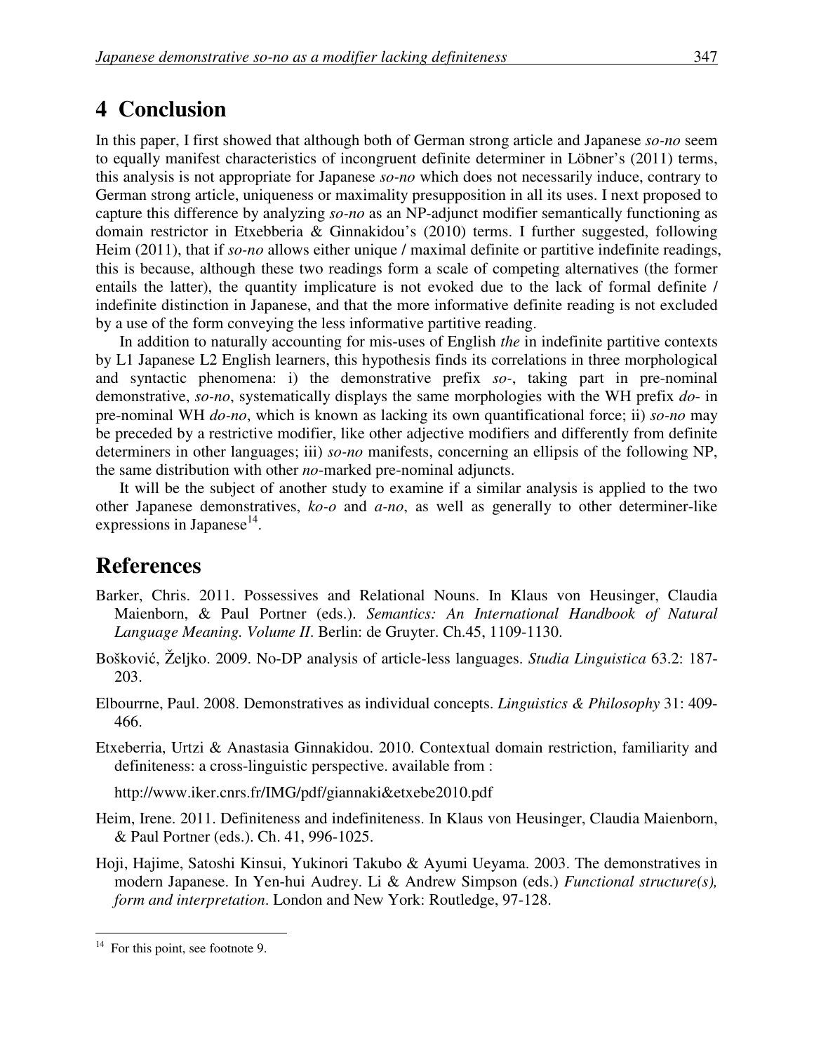# 4 Conclusion

In this paper, I first showed that although both of German strong article and Japanese *so-no* seem to equally manifest characteristics of incongruent definite determiner in Löbner's (2011) terms, this analysis is not appropriate for Japanese *so-no* which does not necessarily induce, contrary to German strong article, uniqueness or maximality presupposition in all its uses. I next proposed to capture this difference by analyzing *so-no* as an NP-adjunct modifier semantically functioning as domain restrictor in Etxebberia & Ginnakidou's (2010) terms. I further suggested, following Heim (2011), that if *so-no* allows either unique / maximal definite or partitive indefinite readings, this is because, although these two readings form a scale of competing alternatives (the former entails the latter), the quantity implicature is not evoked due to the lack of formal definite / indefinite distinction in Japanese, and that the more informative definite reading is not excluded by a use of the form conveying the less informative partitive reading.

In addition to naturally accounting for mis-uses of English *the* in indefinite partitive contexts by L1 Japanese L2 English learners, this hypothesis finds its correlations in three morphological and syntactic phenomena: i) the demonstrative prefix *so-*, taking part in pre-nominal demonstrative, *so-no*, systematically displays the same morphologies with the WH prefix *do-* in pre-nominal WH *do-no*, which is known as lacking its own quantificational force; ii) *so-no* may be preceded by a restrictive modifier, like other adjective modifiers and differently from definite determiners in other languages; iii) *so-no* manifests, concerning an ellipsis of the following NP, the same distribution with other *no*-marked pre-nominal adjuncts.

It will be the subject of another study to examine if a similar analysis is applied to the two other Japanese demonstratives, *ko-o* and *a-no*, as well as generally to other determiner-like expressions in Japanese[14].

# References

Barker, Chris. 2011. Possessives and Relational Nouns. In Klaus von Heusinger, Claudia Maienborn, & Paul Portner (eds.). *Semantics: An International Handbook of Natural Language Meaning. Volume II*. Berlin: de Gruyter. Ch.45, 1109-1130.

Bošković, Željko. 2009. No-DP analysis of article-less languages. *Studia Linguistica* 63.2: 187-203.

Elbourrne, Paul. 2008. Demonstratives as individual concepts. *Linguistics & Philosophy* 31: 409-466.

Etxeberria, Urtzi & Anastasia Ginnakidou. 2010. Contextual domain restriction, familiarity and definiteness: a cross-linguistic perspective. available from :

http://www.iker.cnrs.fr/IMG/pdf/giannaki&etxebe2010.pdf

Heim, Irene. 2011. Definiteness and indefiniteness. In Klaus von Heusinger, Claudia Maienborn, & Paul Portner (eds.). Ch. 41, 996-1025.

Hoji, Hajime, Satoshi Kinsui, Yukinori Takubo & Ayumi Ueyama. 2003. The demonstratives in modern Japanese. In Yen-hui Audrey. Li & Andrew Simpson (eds.) *Functional structure(s), form and interpretation*. London and New York: Routledge, 97-128.

---

[14] For this point, see footnote 9.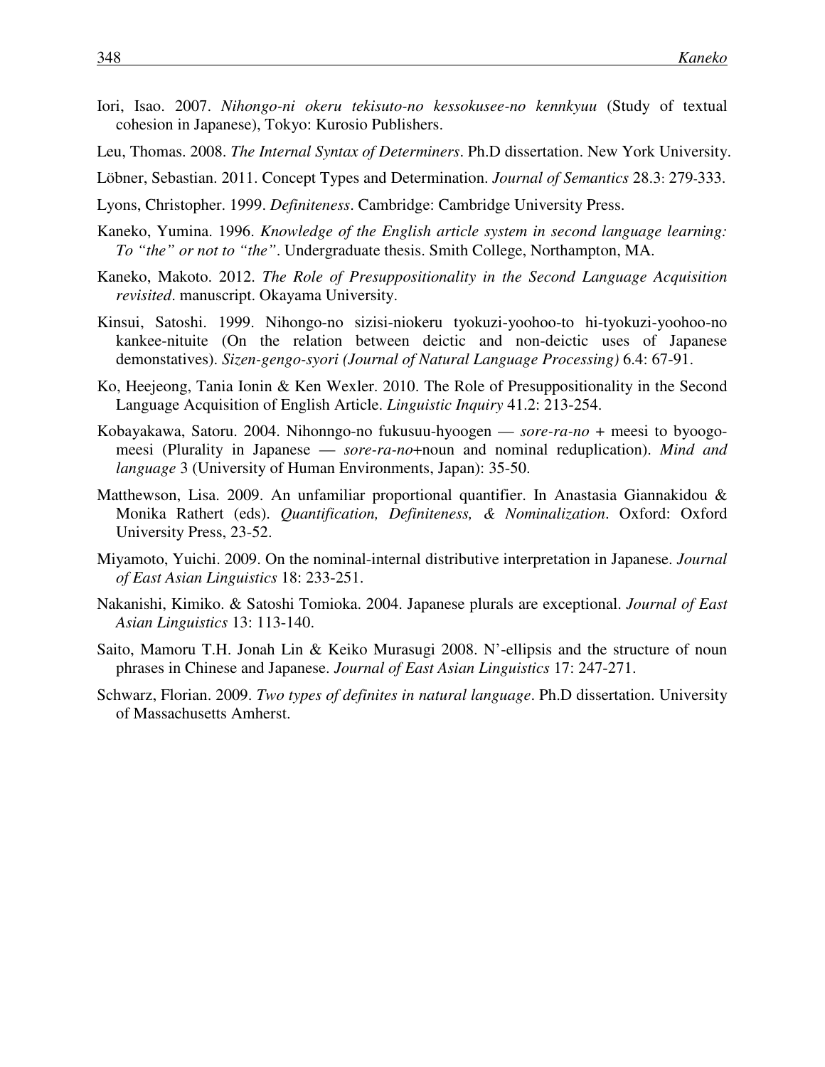Iori, Isao. 2007. *Nihongo-ni okeru tekisuto-no kessokusee-no kennkyuu* (Study of textual cohesion in Japanese), Tokyo: Kurosio Publishers.

Leu, Thomas. 2008. *The Internal Syntax of Determiners*. Ph.D dissertation. New York University.

Löbner, Sebastian. 2011. Concept Types and Determination. *Journal of Semantics* 28.3: 279-333.

Lyons, Christopher. 1999. *Definiteness*. Cambridge: Cambridge University Press.

Kaneko, Yumina. 1996. *Knowledge of the English article system in second language learning: To "the" or not to "the"*. Undergraduate thesis. Smith College, Northampton, MA.

Kaneko, Makoto. 2012. *The Role of Presuppositionality in the Second Language Acquisition revisited*. manuscript. Okayama University.

Kinsui, Satoshi. 1999. Nihongo-no sizisi-niokeru tyokuzi-yoohoo-to hi-tyokuzi-yoohoo-no kankee-nituite (On the relation between deictic and non-deictic uses of Japanese demonstatives). *Sizen-gengo-syori (Journal of Natural Language Processing)* 6.4: 67-91.

Ko, Heejeong, Tania Ionin & Ken Wexler. 2010. The Role of Presuppositionality in the Second Language Acquisition of English Article. *Linguistic Inquiry* 41.2: 213-254.

Kobayakawa, Satoru. 2004. Nihonngo-no fukusuu-hyoogen — *sore-ra-no* + meesi to byoogo-meesi (Plurality in Japanese — *sore-ra-no*+noun and nominal reduplication). *Mind and language* 3 (University of Human Environments, Japan): 35-50.

Matthewson, Lisa. 2009. An unfamiliar proportional quantifier. In Anastasia Giannakidou & Monika Rathert (eds). *Quantification, Definiteness, & Nominalization*. Oxford: Oxford University Press, 23-52.

Miyamoto, Yuichi. 2009. On the nominal-internal distributive interpretation in Japanese. *Journal of East Asian Linguistics* 18: 233-251.

Nakanishi, Kimiko. & Satoshi Tomioka. 2004. Japanese plurals are exceptional. *Journal of East Asian Linguistics* 13: 113-140.

Saito, Mamoru T.H. Jonah Lin & Keiko Murasugi 2008. N'-ellipsis and the structure of noun phrases in Chinese and Japanese. *Journal of East Asian Linguistics* 17: 247-271.

Schwarz, Florian. 2009. *Two types of definites in natural language*. Ph.D dissertation. University of Massachusetts Amherst.